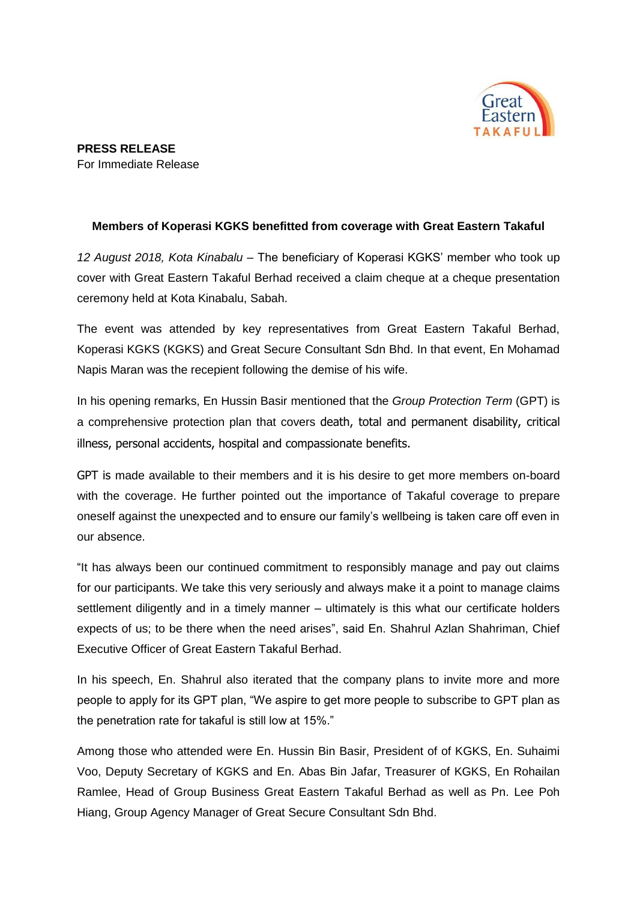**PRESS RELEASE**
For Immediate Release

**Members of Koperasi KGKS benefitted from coverage with Great Eastern Takaful**

*12 August 2018, Kota Kinabalu* – The beneficiary of Koperasi KGKS' member who took up cover with Great Eastern Takaful Berhad received a claim cheque at a cheque presentation ceremony held at Kota Kinabalu, Sabah.

The event was attended by key representatives from Great Eastern Takaful Berhad, Koperasi KGKS (KGKS) and Great Secure Consultant Sdn Bhd. In that event, En Mohamad Napis Maran was the recepient following the demise of his wife.

In his opening remarks, En Hussin Basir mentioned that the *Group Protection Term* (GPT) is a comprehensive protection plan that covers death, total and permanent disability, critical illness, personal accidents, hospital and compassionate benefits.

GPT is made available to their members and it is his desire to get more members on-board with the coverage. He further pointed out the importance of Takaful coverage to prepare oneself against the unexpected and to ensure our family's wellbeing is taken care off even in our absence.

"It has always been our continued commitment to responsibly manage and pay out claims for our participants. We take this very seriously and always make it a point to manage claims settlement diligently and in a timely manner – ultimately is this what our certificate holders expects of us; to be there when the need arises", said En. Shahrul Azlan Shahriman, Chief Executive Officer of Great Eastern Takaful Berhad.

In his speech, En. Shahrul also iterated that the company plans to invite more and more people to apply for its GPT plan, "We aspire to get more people to subscribe to GPT plan as the penetration rate for takaful is still low at 15%."

Among those who attended were En. Hussin Bin Basir, President of of KGKS, En. Suhaimi Voo, Deputy Secretary of KGKS and En. Abas Bin Jafar, Treasurer of KGKS, En Rohailan Ramlee, Head of Group Business Great Eastern Takaful Berhad as well as Pn. Lee Poh Hiang, Group Agency Manager of Great Secure Consultant Sdn Bhd.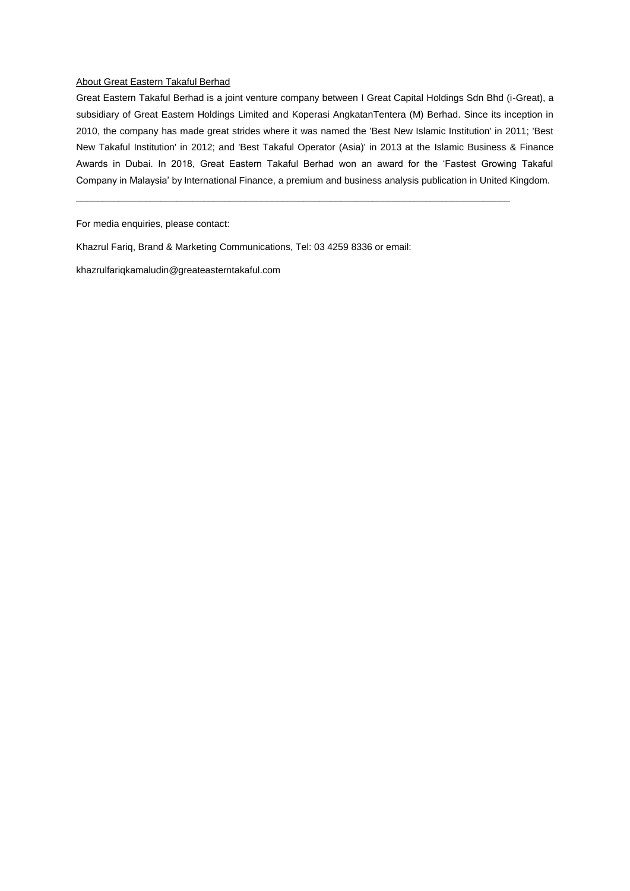About Great Eastern Takaful Berhad

Great Eastern Takaful Berhad is a joint venture company between I Great Capital Holdings Sdn Bhd (i-Great), a subsidiary of Great Eastern Holdings Limited and Koperasi AngkatanTentera (M) Berhad. Since its inception in 2010, the company has made great strides where it was named the 'Best New Islamic Institution' in 2011; 'Best New Takaful Institution' in 2012; and 'Best Takaful Operator (Asia)' in 2013 at the Islamic Business & Finance Awards in Dubai. In 2018, Great Eastern Takaful Berhad won an award for the 'Fastest Growing Takaful Company in Malaysia' by International Finance, a premium and business analysis publication in United Kingdom.

---

For media enquiries, please contact:

Khazrul Fariq, Brand & Marketing Communications, Tel: 03 4259 8336 or email:

khazrulfariqkamaludin@greateasterntakaful.com